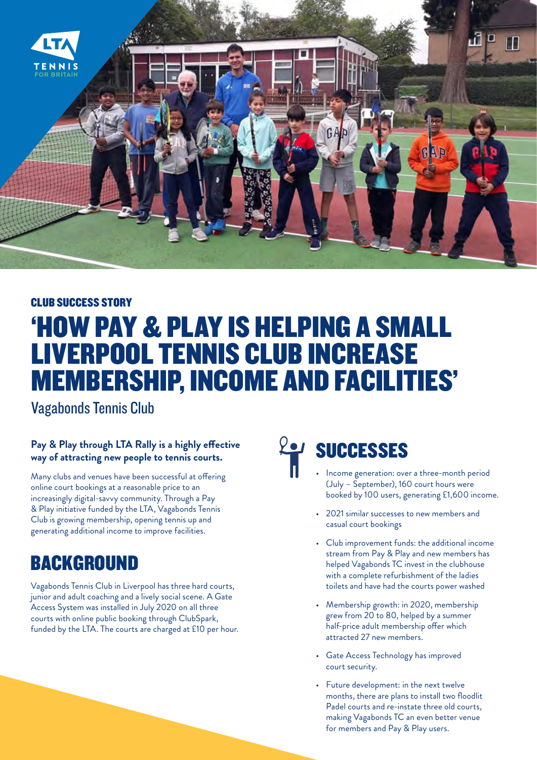CLUB SUCCESS STORY

# 'HOW PAY & PLAY IS HELPING A SMALL LIVERPOOL TENNIS CLUB INCREASE MEMBERSHIP, INCOME AND FACILITIES'

Vagabonds Tennis Club

**Pay & Play through LTA Rally is a highly effective way of attracting new people to tennis courts.**

Many clubs and venues have been successful at offering online court bookings at a reasonable price to an increasingly digital-savvy community. Through a Pay & Play initiative funded by the LTA, Vagabonds Tennis Club is growing membership, opening tennis up and generating additional income to improve facilities.

## BACKGROUND

Vagabonds Tennis Club in Liverpool has three hard courts, junior and adult coaching and a lively social scene. A Gate Access System was installed in July 2020 on all three courts with online public booking through ClubSpark, funded by the LTA. The courts are charged at £10 per hour.

## SUCCESSES

- Income generation: over a three-month period (July – September), 160 court hours were booked by 100 users, generating £1,600 income.
- 2021 similar successes to new members and casual court bookings
- Club improvement funds: the additional income stream from Pay & Play and new members has helped Vagabonds TC invest in the clubhouse with a complete refurbishment of the ladies toilets and have had the courts power washed
- Membership growth: in 2020, membership grew from 20 to 80, helped by a summer half-price adult membership offer which attracted 27 new members.
- Gate Access Technology has improved court security.
- Future development: in the next twelve months, there are plans to install two floodlit Padel courts and re-instate three old courts, making Vagabonds TC an even better venue for members and Pay & Play users.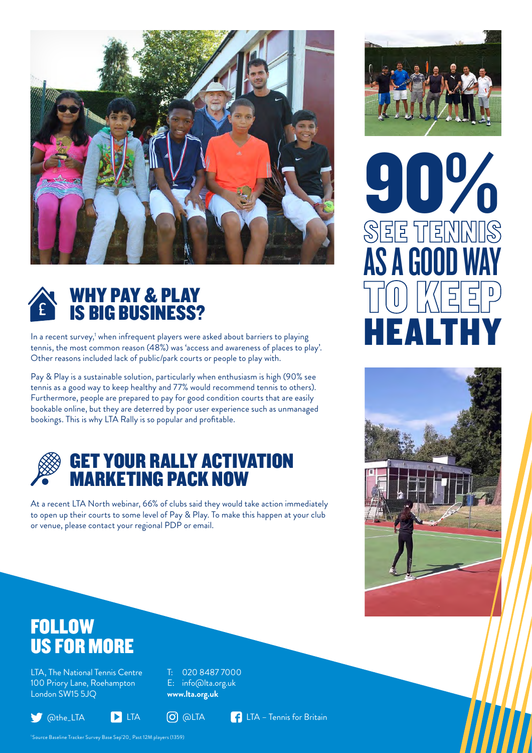## WHY PAY & PLAY IS BIG BUSINESS?

In a recent survey,[1] when infrequent players were asked about barriers to playing tennis, the most common reason (48%) was 'access and awareness of places to play'. Other reasons included lack of public/park courts or people to play with.

Pay & Play is a sustainable solution, particularly when enthusiasm is high (90% see tennis as a good way to keep healthy and 77% would recommend tennis to others). Furthermore, people are prepared to pay for good condition courts that are easily bookable online, but they are deterred by poor user experience such as unmanaged bookings. This is why LTA Rally is so popular and profitable.

## GET YOUR RALLY ACTIVATION MARKETING PACK NOW

At a recent LTA North webinar, 66% of clubs said they would take action immediately to open up their courts to some level of Pay & Play. To make this happen at your club or venue, please contact your regional PDP or email.

**90% SEE TENNIS AS A GOOD WAY TO KEEP HEALTHY**

## FOLLOW US FOR MORE

LTA, The National Tennis Centre
100 Priory Lane, Roehampton
London SW15 5JQ

T: 020 8487 7000
E: info@lta.org.uk
**www.lta.org.uk**

@the_LTA | LTA | @LTA | LTA – Tennis for Britain

[1] Source Baseline Tracker Survey Base Sep'20_ Past 12M players (1359)